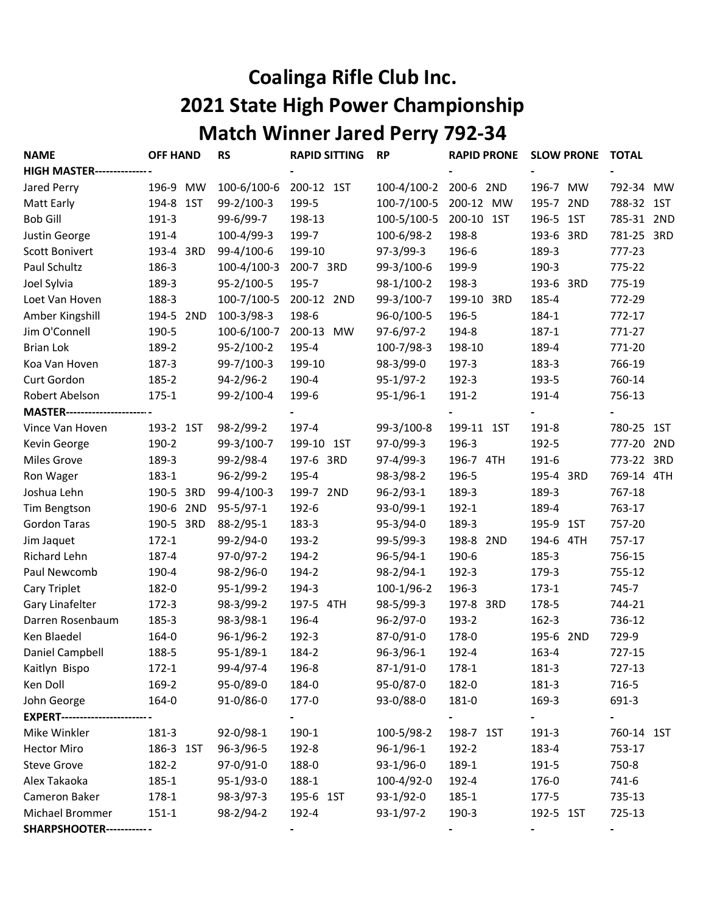# Coalinga Rifle Club Inc.
## 2021 State High Power Championship
## Match Winner Jared Perry 792-34

| NAME | OFF HAND | RS | RAPID SITTING | RP | RAPID PRONE | SLOW PRONE | TOTAL |
|---|---|---|---|---|---|---|---|
| **HIGH MASTER---------------** | - | | - | | - | - | - |
| Jared Perry | 196-9 MW | 100-6/100-6 | 200-12 1ST | 100-4/100-2 | 200-6 2ND | 196-7 MW | 792-34 MW |
| Matt Early | 194-8 1ST | 99-2/100-3 | 199-5 | 100-7/100-5 | 200-12 MW | 195-7 2ND | 788-32 1ST |
| Bob Gill | 191-3 | 99-6/99-7 | 198-13 | 100-5/100-5 | 200-10 1ST | 196-5 1ST | 785-31 2ND |
| Justin George | 191-4 | 100-4/99-3 | 199-7 | 100-6/98-2 | 198-8 | 193-6 3RD | 781-25 3RD |
| Scott Bonivert | 193-4 3RD | 99-4/100-6 | 199-10 | 97-3/99-3 | 196-6 | 189-3 | 777-23 |
| Paul Schultz | 186-3 | 100-4/100-3 | 200-7 3RD | 99-3/100-6 | 199-9 | 190-3 | 775-22 |
| Joel Sylvia | 189-3 | 95-2/100-5 | 195-7 | 98-1/100-2 | 198-3 | 193-6 3RD | 775-19 |
| Loet Van Hoven | 188-3 | 100-7/100-5 | 200-12 2ND | 99-3/100-7 | 199-10 3RD | 185-4 | 772-29 |
| Amber Kingshill | 194-5 2ND | 100-3/98-3 | 198-6 | 96-0/100-5 | 196-5 | 184-1 | 772-17 |
| Jim O'Connell | 190-5 | 100-6/100-7 | 200-13 MW | 97-6/97-2 | 194-8 | 187-1 | 771-27 |
| Brian Lok | 189-2 | 95-2/100-2 | 195-4 | 100-7/98-3 | 198-10 | 189-4 | 771-20 |
| Koa Van Hoven | 187-3 | 99-7/100-3 | 199-10 | 98-3/99-0 | 197-3 | 183-3 | 766-19 |
| Curt Gordon | 185-2 | 94-2/96-2 | 190-4 | 95-1/97-2 | 192-3 | 193-5 | 760-14 |
| Robert Abelson | 175-1 | 99-2/100-4 | 199-6 | 95-1/96-1 | 191-2 | 191-4 | 756-13 |
| **MASTER-----------------------** | - | | - | | - | - | - |
| Vince Van Hoven | 193-2 1ST | 98-2/99-2 | 197-4 | 99-3/100-8 | 199-11 1ST | 191-8 | 780-25 1ST |
| Kevin George | 190-2 | 99-3/100-7 | 199-10 1ST | 97-0/99-3 | 196-3 | 192-5 | 777-20 2ND |
| Miles Grove | 189-3 | 99-2/98-4 | 197-6 3RD | 97-4/99-3 | 196-7 4TH | 191-6 | 773-22 3RD |
| Ron Wager | 183-1 | 96-2/99-2 | 195-4 | 98-3/98-2 | 196-5 | 195-4 3RD | 769-14 4TH |
| Joshua Lehn | 190-5 3RD | 99-4/100-3 | 199-7 2ND | 96-2/93-1 | 189-3 | 189-3 | 767-18 |
| Tim Bengtson | 190-6 2ND | 95-5/97-1 | 192-6 | 93-0/99-1 | 192-1 | 189-4 | 763-17 |
| Gordon Taras | 190-5 3RD | 88-2/95-1 | 183-3 | 95-3/94-0 | 189-3 | 195-9 1ST | 757-20 |
| Jim Jaquet | 172-1 | 99-2/94-0 | 193-2 | 99-5/99-3 | 198-8 2ND | 194-6 4TH | 757-17 |
| Richard Lehn | 187-4 | 97-0/97-2 | 194-2 | 96-5/94-1 | 190-6 | 185-3 | 756-15 |
| Paul Newcomb | 190-4 | 98-2/96-0 | 194-2 | 98-2/94-1 | 192-3 | 179-3 | 755-12 |
| Cary Triplet | 182-0 | 95-1/99-2 | 194-3 | 100-1/96-2 | 196-3 | 173-1 | 745-7 |
| Gary Linafelter | 172-3 | 98-3/99-2 | 197-5 4TH | 98-5/99-3 | 197-8 3RD | 178-5 | 744-21 |
| Darren Rosenbaum | 185-3 | 98-3/98-1 | 196-4 | 96-2/97-0 | 193-2 | 162-3 | 736-12 |
| Ken Blaedel | 164-0 | 96-1/96-2 | 192-3 | 87-0/91-0 | 178-0 | 195-6 2ND | 729-9 |
| Daniel Campbell | 188-5 | 95-1/89-1 | 184-2 | 96-3/96-1 | 192-4 | 163-4 | 727-15 |
| Kaitlyn Bispo | 172-1 | 99-4/97-4 | 196-8 | 87-1/91-0 | 178-1 | 181-3 | 727-13 |
| Ken Doll | 169-2 | 95-0/89-0 | 184-0 | 95-0/87-0 | 182-0 | 181-3 | 716-5 |
| John George | 164-0 | 91-0/86-0 | 177-0 | 93-0/88-0 | 181-0 | 169-3 | 691-3 |
| **EXPERT------------------------** | - | | - | | - | - | - |
| Mike Winkler | 181-3 | 92-0/98-1 | 190-1 | 100-5/98-2 | 198-7 1ST | 191-3 | 760-14 1ST |
| Hector Miro | 186-3 1ST | 96-3/96-5 | 192-8 | 96-1/96-1 | 192-2 | 183-4 | 753-17 |
| Steve Grove | 182-2 | 97-0/91-0 | 188-0 | 93-1/96-0 | 189-1 | 191-5 | 750-8 |
| Alex Takaoka | 185-1 | 95-1/93-0 | 188-1 | 100-4/92-0 | 192-4 | 176-0 | 741-6 |
| Cameron Baker | 178-1 | 98-3/97-3 | 195-6 1ST | 93-1/92-0 | 185-1 | 177-5 | 735-13 |
| Michael Brommer | 151-1 | 98-2/94-2 | 192-4 | 93-1/97-2 | 190-3 | 192-5 1ST | 725-13 |
| **SHARPSHOOTER-----------** | - | | - | | - | - | - |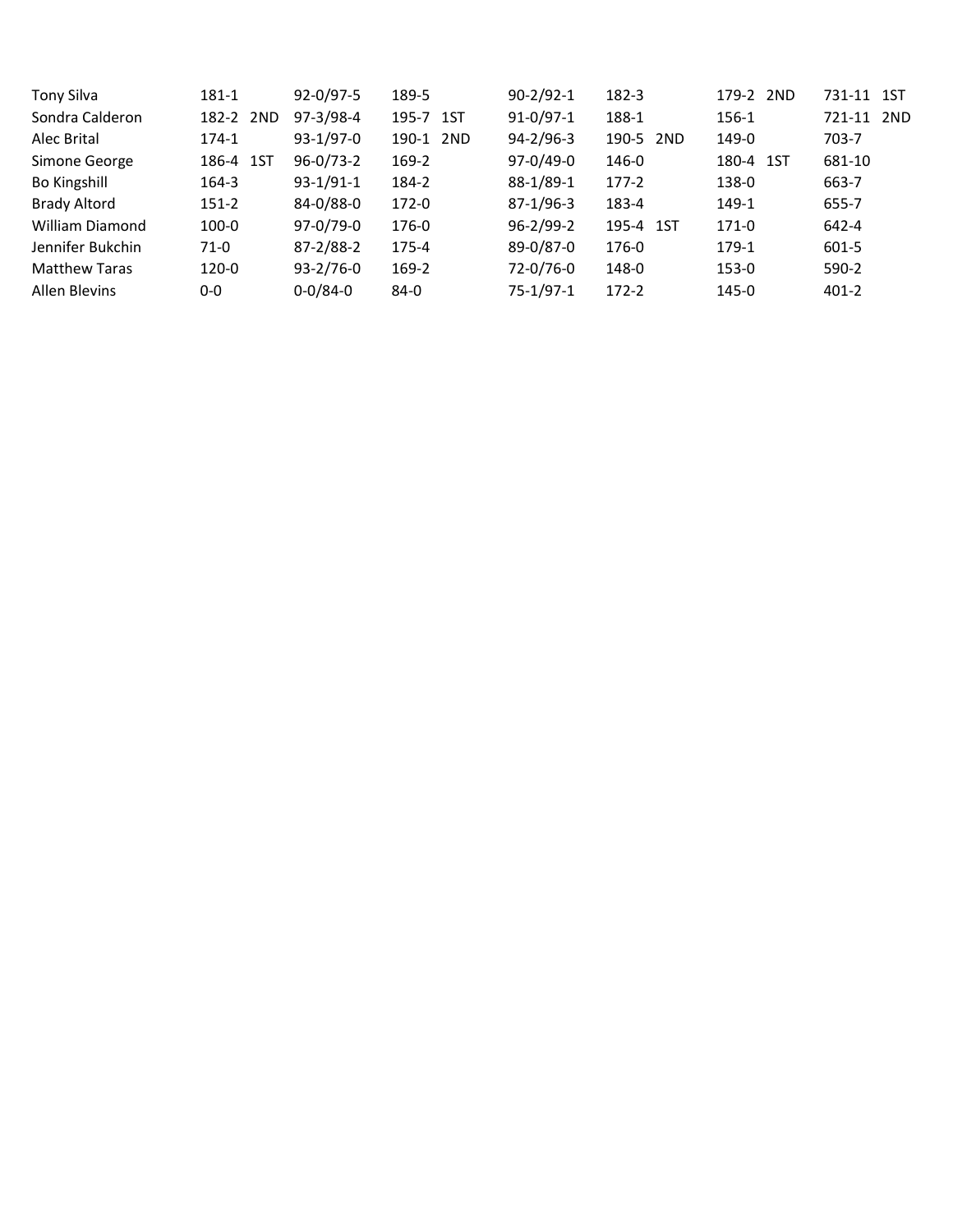| | | | | | | | |
|---|---|---|---|---|---|---|---|
| Tony Silva | 181-1 | 92-0/97-5 | 189-5 | 90-2/92-1 | 182-3 | 179-2 2ND | 731-11 1ST |
| Sondra Calderon | 182-2 2ND | 97-3/98-4 | 195-7 1ST | 91-0/97-1 | 188-1 | 156-1 | 721-11 2ND |
| Alec Brital | 174-1 | 93-1/97-0 | 190-1 2ND | 94-2/96-3 | 190-5 2ND | 149-0 | 703-7 |
| Simone George | 186-4 1ST | 96-0/73-2 | 169-2 | 97-0/49-0 | 146-0 | 180-4 1ST | 681-10 |
| Bo Kingshill | 164-3 | 93-1/91-1 | 184-2 | 88-1/89-1 | 177-2 | 138-0 | 663-7 |
| Brady Altord | 151-2 | 84-0/88-0 | 172-0 | 87-1/96-3 | 183-4 | 149-1 | 655-7 |
| William Diamond | 100-0 | 97-0/79-0 | 176-0 | 96-2/99-2 | 195-4 1ST | 171-0 | 642-4 |
| Jennifer Bukchin | 71-0 | 87-2/88-2 | 175-4 | 89-0/87-0 | 176-0 | 179-1 | 601-5 |
| Matthew Taras | 120-0 | 93-2/76-0 | 169-2 | 72-0/76-0 | 148-0 | 153-0 | 590-2 |
| Allen Blevins | 0-0 | 0-0/84-0 | 84-0 | 75-1/97-1 | 172-2 | 145-0 | 401-2 |